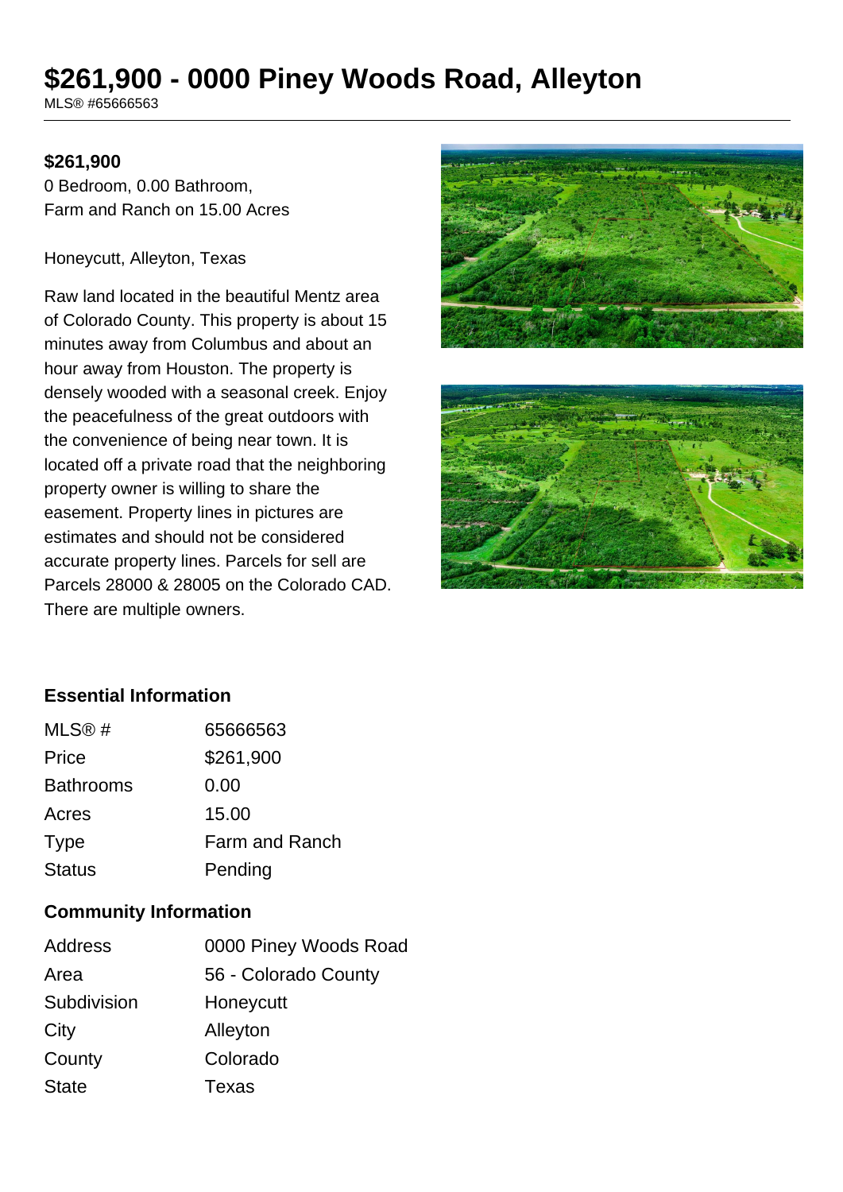# $261,900 - 0000 Piney Woods Road, Alleyton

MLS® #65666563

**$261,900**

0 Bedroom, 0.00 Bathroom,
Farm and Ranch on 15.00 Acres

Honeycutt, Alleyton, Texas

Raw land located in the beautiful Mentz area of Colorado County. This property is about 15 minutes away from Columbus and about an hour away from Houston. The property is densely wooded with a seasonal creek. Enjoy the peacefulness of the great outdoors with the convenience of being near town. It is located off a private road that the neighboring property owner is willing to share the easement. Property lines in pictures are estimates and should not be considered accurate property lines. Parcels for sell are Parcels 28000 & 28005 on the Colorado CAD. There are multiple owners.

## Essential Information

| | |
|---|---|
| MLS® # | 65666563 |
| Price | $261,900 |
| Bathrooms | 0.00 |
| Acres | 15.00 |
| Type | Farm and Ranch |
| Status | Pending |

## Community Information

| | |
|---|---|
| Address | 0000 Piney Woods Road |
| Area | 56 - Colorado County |
| Subdivision | Honeycutt |
| City | Alleyton |
| County | Colorado |
| State | Texas |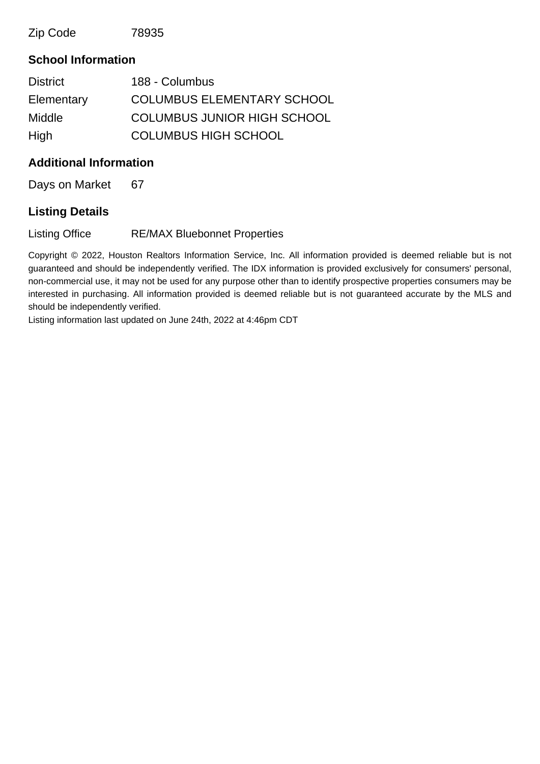| | |
|---|---|
| Zip Code | 78935 |

## School Information

| | |
|---|---|
| District | 188 - Columbus |
| Elementary | COLUMBUS ELEMENTARY SCHOOL |
| Middle | COLUMBUS JUNIOR HIGH SCHOOL |
| High | COLUMBUS HIGH SCHOOL |

## Additional Information

| | |
|---|---|
| Days on Market | 67 |

## Listing Details

| | |
|---|---|
| Listing Office | RE/MAX Bluebonnet Properties |

Copyright © 2022, Houston Realtors Information Service, Inc. All information provided is deemed reliable but is not guaranteed and should be independently verified. The IDX information is provided exclusively for consumers' personal, non-commercial use, it may not be used for any purpose other than to identify prospective properties consumers may be interested in purchasing. All information provided is deemed reliable but is not guaranteed accurate by the MLS and should be independently verified.

Listing information last updated on June 24th, 2022 at 4:46pm CDT